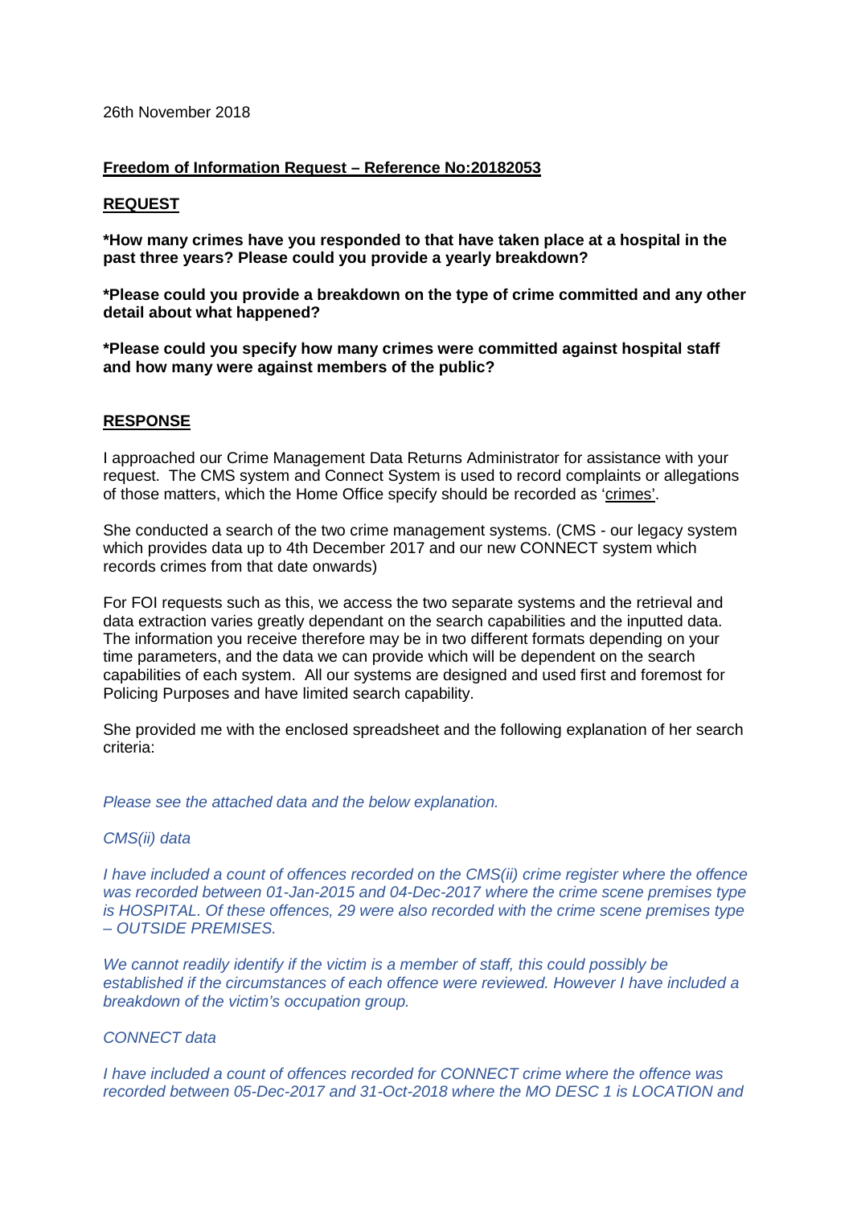26th November 2018

**Freedom of Information Request – Reference No:20182053**

**REQUEST**

***How many crimes have you responded to that have taken place at a hospital in the past three years? Please could you provide a yearly breakdown?**

***Please could you provide a breakdown on the type of crime committed and any other detail about what happened?**

***Please could you specify how many crimes were committed against hospital staff and how many were against members of the public?**

**RESPONSE**

I approached our Crime Management Data Returns Administrator for assistance with your request. The CMS system and Connect System is used to record complaints or allegations of those matters, which the Home Office specify should be recorded as 'crimes'.

She conducted a search of the two crime management systems. (CMS - our legacy system which provides data up to 4th December 2017 and our new CONNECT system which records crimes from that date onwards)

For FOI requests such as this, we access the two separate systems and the retrieval and data extraction varies greatly dependant on the search capabilities and the inputted data. The information you receive therefore may be in two different formats depending on your time parameters, and the data we can provide which will be dependent on the search capabilities of each system. All our systems are designed and used first and foremost for Policing Purposes and have limited search capability.

She provided me with the enclosed spreadsheet and the following explanation of her search criteria:

*Please see the attached data and the below explanation.*

*CMS(ii) data*

*I have included a count of offences recorded on the CMS(ii) crime register where the offence was recorded between 01-Jan-2015 and 04-Dec-2017 where the crime scene premises type is HOSPITAL. Of these offences, 29 were also recorded with the crime scene premises type – OUTSIDE PREMISES.*

*We cannot readily identify if the victim is a member of staff, this could possibly be established if the circumstances of each offence were reviewed. However I have included a breakdown of the victim's occupation group.*

*CONNECT data*

*I have included a count of offences recorded for CONNECT crime where the offence was recorded between 05-Dec-2017 and 31-Oct-2018 where the MO DESC 1 is LOCATION and*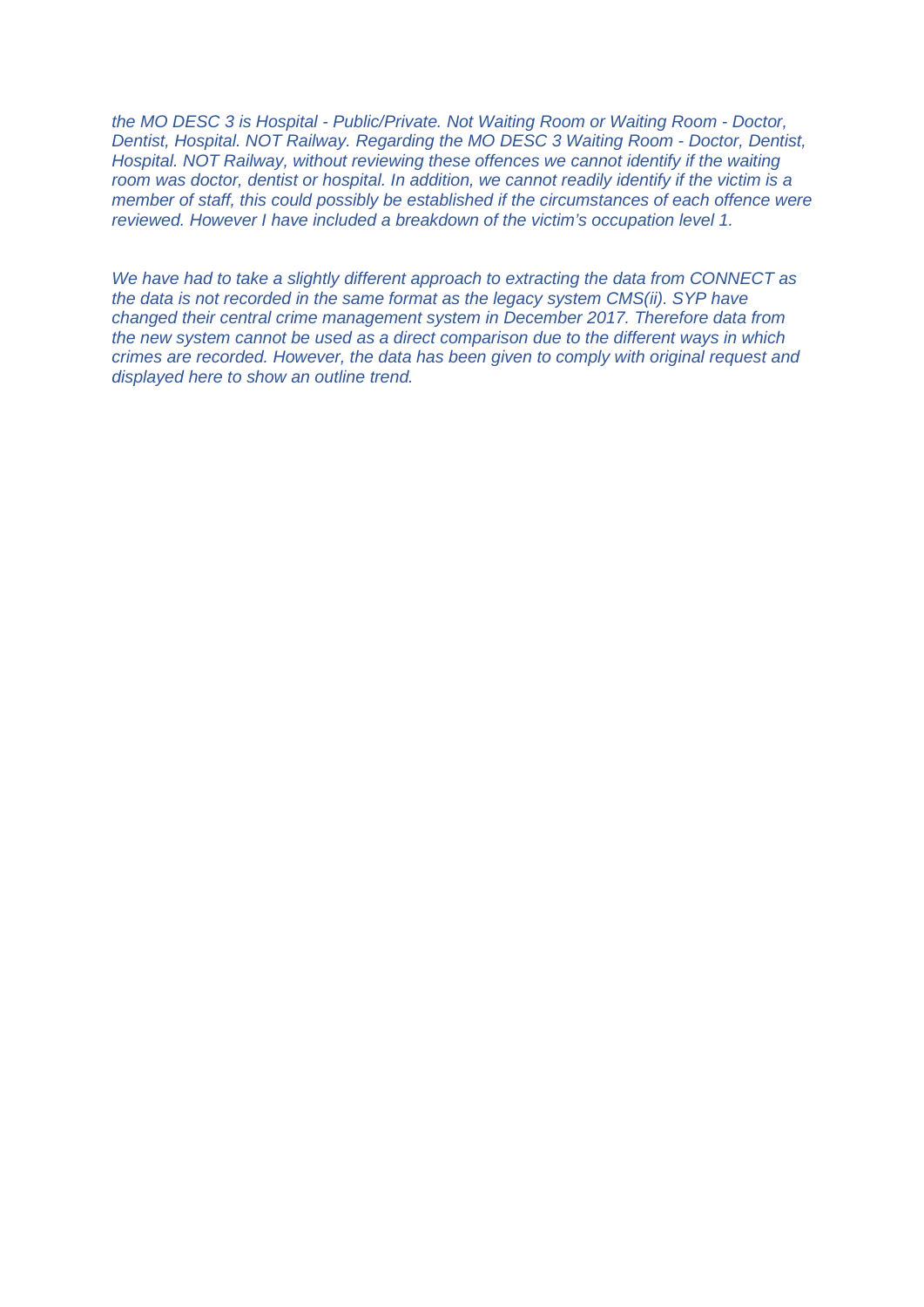*the MO DESC 3 is Hospital - Public/Private. Not Waiting Room or Waiting Room - Doctor, Dentist, Hospital. NOT Railway. Regarding the MO DESC 3 Waiting Room - Doctor, Dentist, Hospital. NOT Railway, without reviewing these offences we cannot identify if the waiting room was doctor, dentist or hospital. In addition, we cannot readily identify if the victim is a member of staff, this could possibly be established if the circumstances of each offence were reviewed. However I have included a breakdown of the victim's occupation level 1.*

*We have had to take a slightly different approach to extracting the data from CONNECT as the data is not recorded in the same format as the legacy system CMS(ii). SYP have changed their central crime management system in December 2017. Therefore data from the new system cannot be used as a direct comparison due to the different ways in which crimes are recorded. However, the data has been given to comply with original request and displayed here to show an outline trend.*